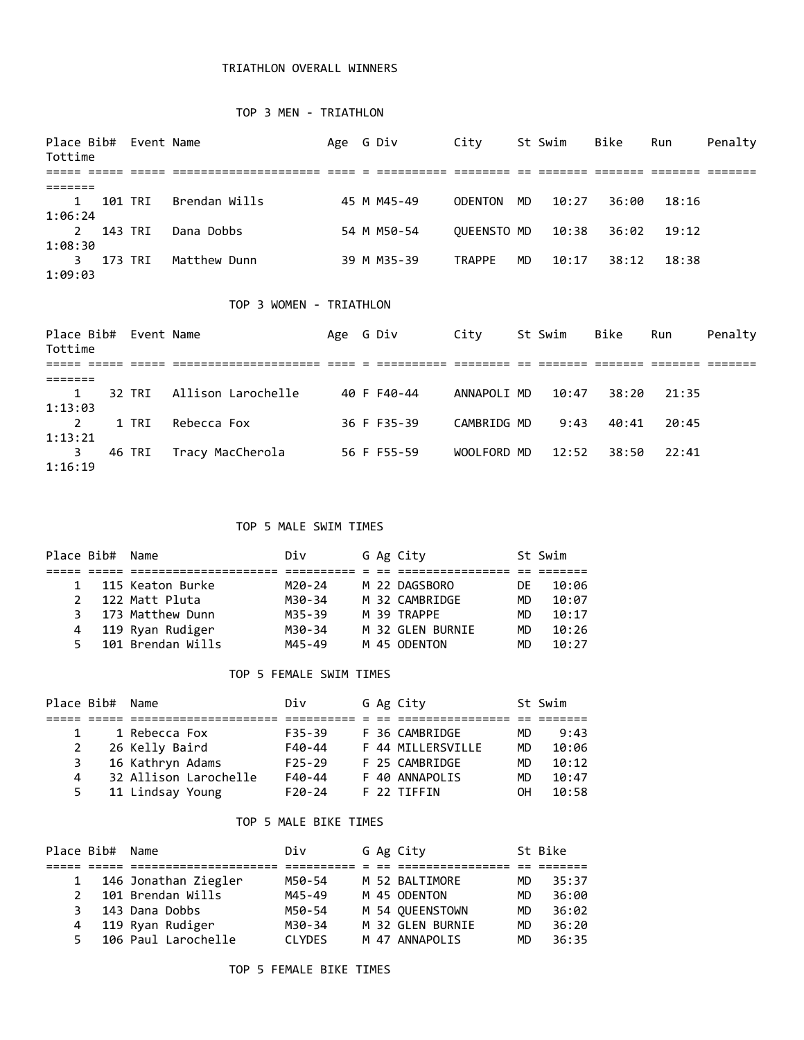# TRIATHLON OVERALL WINNERS

## TOP 3 MEN - TRIATHLON

| Place | Bib# | Event | Name | Age | G | Div | City | St | Swim | Bike | Run | Penalty | Tottime |
|---|---|---|---|---|---|---|---|---|---|---|---|---|---|
| 1 | 101 | TRI | Brendan Wills | 45 | M | M45-49 | ODENTON | MD | 10:27 | 36:00 | 18:16 | | 1:06:24 |
| 2 | 143 | TRI | Dana Dobbs | 54 | M | M50-54 | QUEENSTO | MD | 10:38 | 36:02 | 19:12 | | 1:08:30 |
| 3 | 173 | TRI | Matthew Dunn | 39 | M | M35-39 | TRAPPE | MD | 10:17 | 38:12 | 18:38 | | 1:09:03 |

## TOP 3 WOMEN - TRIATHLON

| Place | Bib# | Event | Name | Age | G | Div | City | St | Swim | Bike | Run | Penalty | Tottime |
|---|---|---|---|---|---|---|---|---|---|---|---|---|---|
| 1 | 32 | TRI | Allison Larochelle | 40 | F | F40-44 | ANNAPOLI | MD | 10:47 | 38:20 | 21:35 | | 1:13:03 |
| 2 | 1 | TRI | Rebecca Fox | 36 | F | F35-39 | CAMBRIDG | MD | 9:43 | 40:41 | 20:45 | | 1:13:21 |
| 3 | 46 | TRI | Tracy MacCherola | 56 | F | F55-59 | WOOLFORD | MD | 12:52 | 38:50 | 22:41 | | 1:16:19 |

## TOP 5 MALE SWIM TIMES

| Place | Bib# | Name | Div | G | Ag | City | St | Swim |
|---|---|---|---|---|---|---|---|---|
| 1 | 115 | Keaton Burke | M20-24 | M | 22 | DAGSBORO | DE | 10:06 |
| 2 | 122 | Matt Pluta | M30-34 | M | 32 | CAMBRIDGE | MD | 10:07 |
| 3 | 173 | Matthew Dunn | M35-39 | M | 39 | TRAPPE | MD | 10:17 |
| 4 | 119 | Ryan Rudiger | M30-34 | M | 32 | GLEN BURNIE | MD | 10:26 |
| 5 | 101 | Brendan Wills | M45-49 | M | 45 | ODENTON | MD | 10:27 |

## TOP 5 FEMALE SWIM TIMES

| Place | Bib# | Name | Div | G | Ag | City | St | Swim |
|---|---|---|---|---|---|---|---|---|
| 1 | 1 | Rebecca Fox | F35-39 | F | 36 | CAMBRIDGE | MD | 9:43 |
| 2 | 26 | Kelly Baird | F40-44 | F | 44 | MILLERSVILLE | MD | 10:06 |
| 3 | 16 | Kathryn Adams | F25-29 | F | 25 | CAMBRIDGE | MD | 10:12 |
| 4 | 32 | Allison Larochelle | F40-44 | F | 40 | ANNAPOLIS | MD | 10:47 |
| 5 | 11 | Lindsay Young | F20-24 | F | 22 | TIFFIN | OH | 10:58 |

## TOP 5 MALE BIKE TIMES

| Place | Bib# | Name | Div | G | Ag | City | St | Bike |
|---|---|---|---|---|---|---|---|---|
| 1 | 146 | Jonathan Ziegler | M50-54 | M | 52 | BALTIMORE | MD | 35:37 |
| 2 | 101 | Brendan Wills | M45-49 | M | 45 | ODENTON | MD | 36:00 |
| 3 | 143 | Dana Dobbs | M50-54 | M | 54 | QUEENSTOWN | MD | 36:02 |
| 4 | 119 | Ryan Rudiger | M30-34 | M | 32 | GLEN BURNIE | MD | 36:20 |
| 5 | 106 | Paul Larochelle | CLYDES | M | 47 | ANNAPOLIS | MD | 36:35 |

## TOP 5 FEMALE BIKE TIMES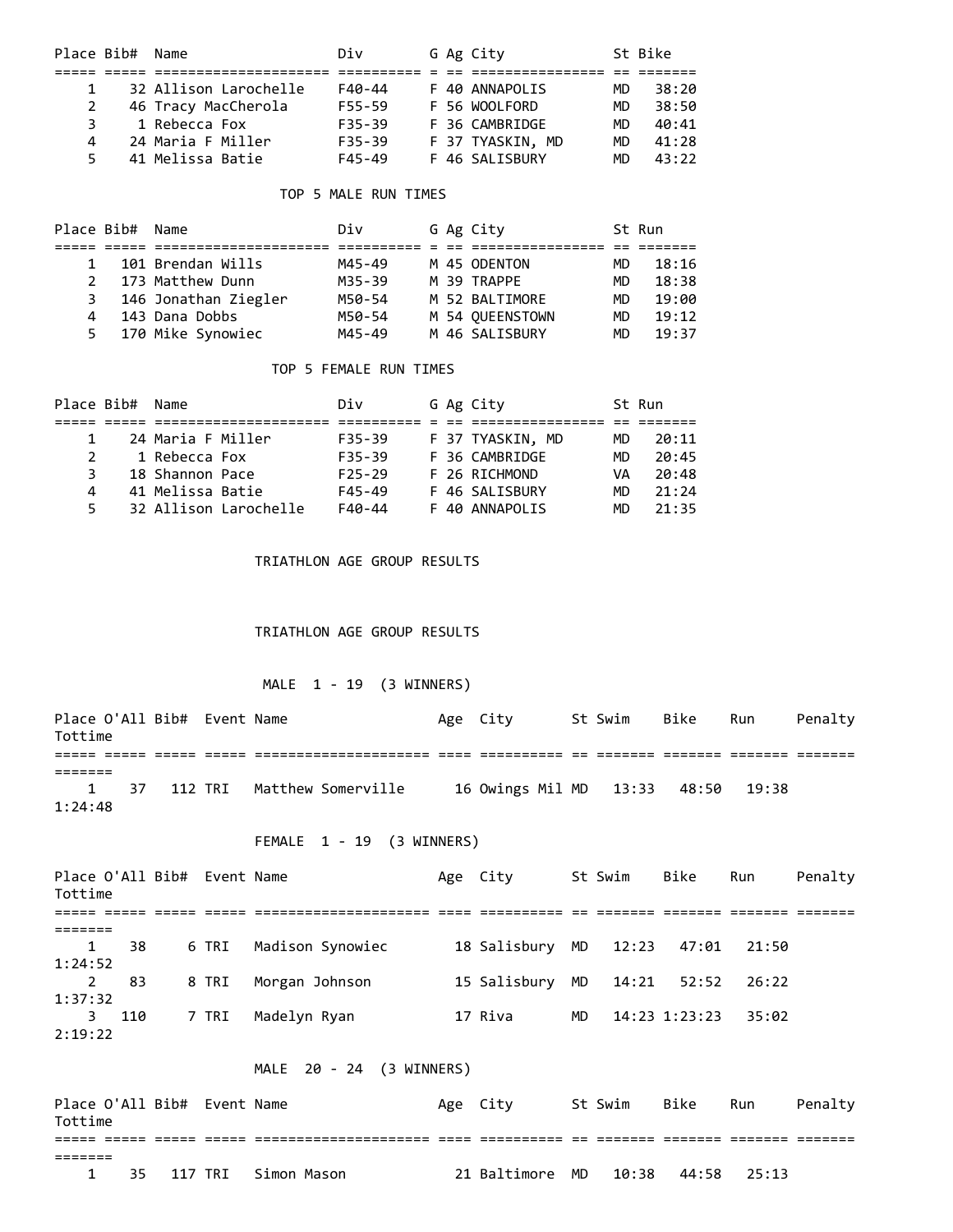| Place | Bib# | Name | Div | G | Ag | City | St | Bike |
|---|---|---|---|---|---|---|---|---|
| 1 | 32 | Allison Larochelle | F40-44 | F | 40 | ANNAPOLIS | MD | 38:20 |
| 2 | 46 | Tracy MacCherola | F55-59 | F | 56 | WOOLFORD | MD | 38:50 |
| 3 | 1 | Rebecca Fox | F35-39 | F | 36 | CAMBRIDGE | MD | 40:41 |
| 4 | 24 | Maria F Miller | F35-39 | F | 37 | TYASKIN, MD | MD | 41:28 |
| 5 | 41 | Melissa Batie | F45-49 | F | 46 | SALISBURY | MD | 43:22 |

## TOP 5 MALE RUN TIMES

| Place | Bib# | Name | Div | G | Ag | City | St | Run |
|---|---|---|---|---|---|---|---|---|
| 1 | 101 | Brendan Wills | M45-49 | M | 45 | ODENTON | MD | 18:16 |
| 2 | 173 | Matthew Dunn | M35-39 | M | 39 | TRAPPE | MD | 18:38 |
| 3 | 146 | Jonathan Ziegler | M50-54 | M | 52 | BALTIMORE | MD | 19:00 |
| 4 | 143 | Dana Dobbs | M50-54 | M | 54 | QUEENSTOWN | MD | 19:12 |
| 5 | 170 | Mike Synowiec | M45-49 | M | 46 | SALISBURY | MD | 19:37 |

## TOP 5 FEMALE RUN TIMES

| Place | Bib# | Name | Div | G | Ag | City | St | Run |
|---|---|---|---|---|---|---|---|---|
| 1 | 24 | Maria F Miller | F35-39 | F | 37 | TYASKIN, MD | MD | 20:11 |
| 2 | 1 | Rebecca Fox | F35-39 | F | 36 | CAMBRIDGE | MD | 20:45 |
| 3 | 18 | Shannon Pace | F25-29 | F | 26 | RICHMOND | VA | 20:48 |
| 4 | 41 | Melissa Batie | F45-49 | F | 46 | SALISBURY | MD | 21:24 |
| 5 | 32 | Allison Larochelle | F40-44 | F | 40 | ANNAPOLIS | MD | 21:35 |

## TRIATHLON AGE GROUP RESULTS

## TRIATHLON AGE GROUP RESULTS

### MALE 1 - 19 (3 WINNERS)

| Place | O'All | Bib# | Event | Name | Age | City | St | Swim | Bike | Run | Penalty | Tottime |
|---|---|---|---|---|---|---|---|---|---|---|---|---|
| 1 | 37 | 112 | TRI | Matthew Somerville | 16 | Owings Mil | MD | 13:33 | 48:50 | 19:38 | | 1:24:48 |

### FEMALE 1 - 19 (3 WINNERS)

| Place | O'All | Bib# | Event | Name | Age | City | St | Swim | Bike | Run | Penalty | Tottime |
|---|---|---|---|---|---|---|---|---|---|---|---|---|
| 1 | 38 | 6 | TRI | Madison Synowiec | 18 | Salisbury | MD | 12:23 | 47:01 | 21:50 | | 1:24:52 |
| 2 | 83 | 8 | TRI | Morgan Johnson | 15 | Salisbury | MD | 14:21 | 52:52 | 26:22 | | 1:37:32 |
| 3 | 110 | 7 | TRI | Madelyn Ryan | 17 | Riva | MD | 14:23 | 1:23:23 | 35:02 | | 2:19:22 |

### MALE 20 - 24 (3 WINNERS)

| Place | O'All | Bib# | Event | Name | Age | City | St | Swim | Bike | Run | Penalty | Tottime |
|---|---|---|---|---|---|---|---|---|---|---|---|---|
| 1 | 35 | 117 | TRI | Simon Mason | 21 | Baltimore | MD | 10:38 | 44:58 | 25:13 | | |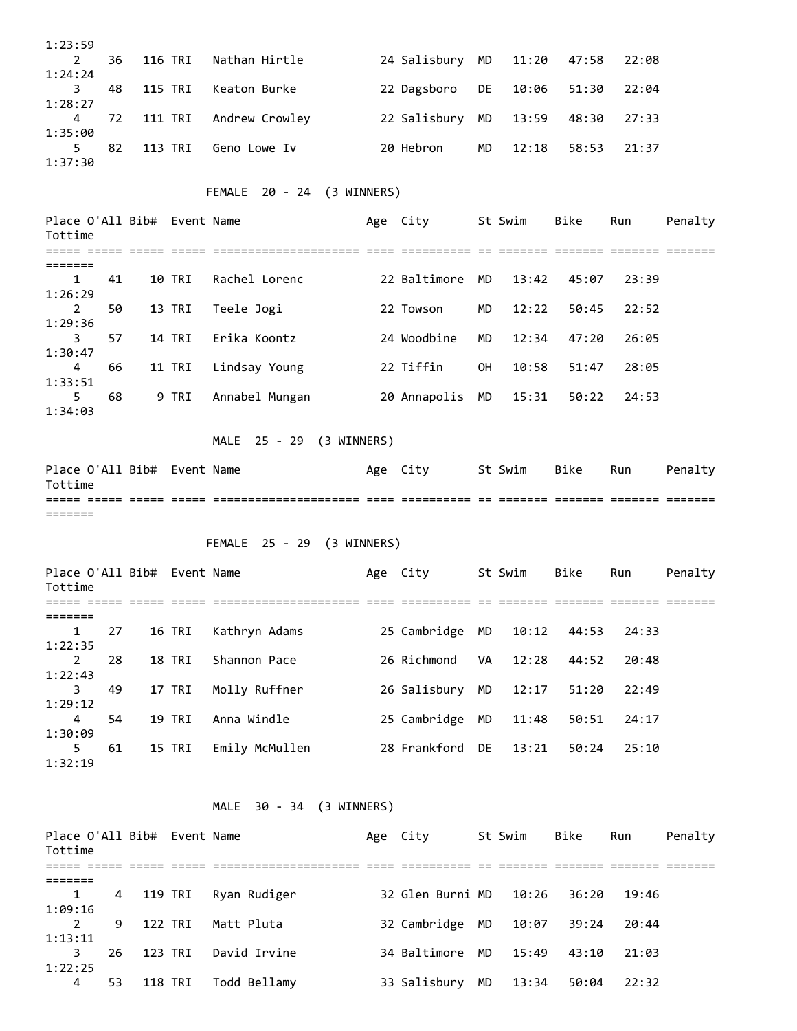| Place | O'All | Bib# | Event | Name | Age | City | St | Swim | Bike | Run | Penalty | Tottime |
|---|---|---|---|---|---|---|---|---|---|---|---|---|
| | | | | | | | | | | | | 1:23:59 |
| 2 | 36 | 116 | TRI | Nathan Hirtle | 24 | Salisbury | MD | 11:20 | 47:58 | 22:08 | | 1:24:24 |
| 3 | 48 | 115 | TRI | Keaton Burke | 22 | Dagsboro | DE | 10:06 | 51:30 | 22:04 | | 1:28:27 |
| 4 | 72 | 111 | TRI | Andrew Crowley | 22 | Salisbury | MD | 13:59 | 48:30 | 27:33 | | 1:35:00 |
| 5 | 82 | 113 | TRI | Geno Lowe Iv | 20 | Hebron | MD | 12:18 | 58:53 | 21:37 | | 1:37:30 |

## FEMALE 20 - 24 (3 WINNERS)

| Place | O'All | Bib# | Event | Name | Age | City | St | Swim | Bike | Run | Penalty | Tottime |
|---|---|---|---|---|---|---|---|---|---|---|---|---|
| 1 | 41 | 10 | TRI | Rachel Lorenc | 22 | Baltimore | MD | 13:42 | 45:07 | 23:39 | | 1:26:29 |
| 2 | 50 | 13 | TRI | Teele Jogi | 22 | Towson | MD | 12:22 | 50:45 | 22:52 | | 1:29:36 |
| 3 | 57 | 14 | TRI | Erika Koontz | 24 | Woodbine | MD | 12:34 | 47:20 | 26:05 | | 1:30:47 |
| 4 | 66 | 11 | TRI | Lindsay Young | 22 | Tiffin | OH | 10:58 | 51:47 | 28:05 | | 1:33:51 |
| 5 | 68 | 9 | TRI | Annabel Mungan | 20 | Annapolis | MD | 15:31 | 50:22 | 24:53 | | 1:34:03 |

## MALE 25 - 29 (3 WINNERS)

| Place | O'All | Bib# | Event | Name | Age | City | St | Swim | Bike | Run | Penalty | Tottime |
|---|---|---|---|---|---|---|---|---|---|---|---|---|

## FEMALE 25 - 29 (3 WINNERS)

| Place | O'All | Bib# | Event | Name | Age | City | St | Swim | Bike | Run | Penalty | Tottime |
|---|---|---|---|---|---|---|---|---|---|---|---|---|
| 1 | 27 | 16 | TRI | Kathryn Adams | 25 | Cambridge | MD | 10:12 | 44:53 | 24:33 | | 1:22:35 |
| 2 | 28 | 18 | TRI | Shannon Pace | 26 | Richmond | VA | 12:28 | 44:52 | 20:48 | | 1:22:43 |
| 3 | 49 | 17 | TRI | Molly Ruffner | 26 | Salisbury | MD | 12:17 | 51:20 | 22:49 | | 1:29:12 |
| 4 | 54 | 19 | TRI | Anna Windle | 25 | Cambridge | MD | 11:48 | 50:51 | 24:17 | | 1:30:09 |
| 5 | 61 | 15 | TRI | Emily McMullen | 28 | Frankford | DE | 13:21 | 50:24 | 25:10 | | 1:32:19 |

## MALE 30 - 34 (3 WINNERS)

| Place | O'All | Bib# | Event | Name | Age | City | St | Swim | Bike | Run | Penalty | Tottime |
|---|---|---|---|---|---|---|---|---|---|---|---|---|
| 1 | 4 | 119 | TRI | Ryan Rudiger | 32 | Glen Burni | MD | 10:26 | 36:20 | 19:46 | | 1:09:16 |
| 2 | 9 | 122 | TRI | Matt Pluta | 32 | Cambridge | MD | 10:07 | 39:24 | 20:44 | | 1:13:11 |
| 3 | 26 | 123 | TRI | David Irvine | 34 | Baltimore | MD | 15:49 | 43:10 | 21:03 | | 1:22:25 |
| 4 | 53 | 118 | TRI | Todd Bellamy | 33 | Salisbury | MD | 13:34 | 50:04 | 22:32 | | |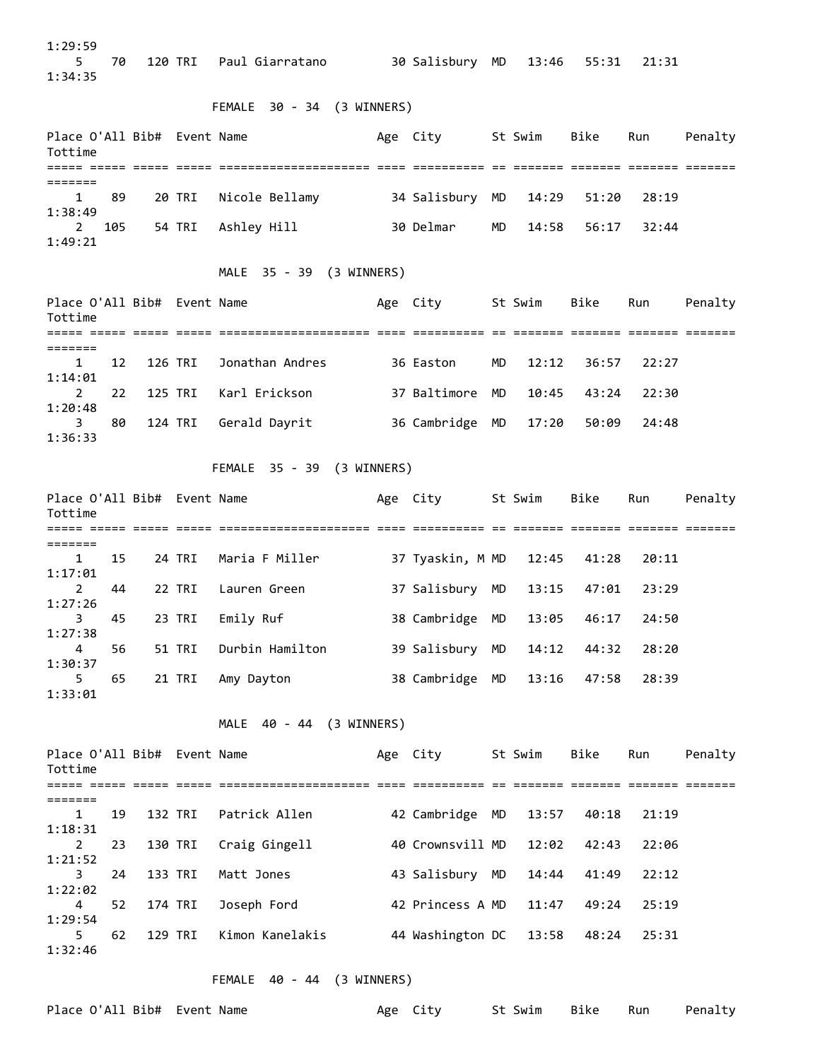| Place | O'All | Bib# | Event | Name | Age | City | St | Swim | Bike | Run | Penalty | Tottime |
|---|---|---|---|---|---|---|---|---|---|---|---|---|
| | | | | | | | | | | | | 1:29:59 |
| 5 | 70 | 120 | TRI | Paul Giarratano | 30 | Salisbury | MD | 13:46 | 55:31 | 21:31 | | 1:34:35 |

FEMALE 30 - 34 (3 WINNERS)

| Place | O'All | Bib# | Event | Name | Age | City | St | Swim | Bike | Run | Penalty | Tottime |
|---|---|---|---|---|---|---|---|---|---|---|---|---|
| 1 | 89 | 20 | TRI | Nicole Bellamy | 34 | Salisbury | MD | 14:29 | 51:20 | 28:19 | | 1:38:49 |
| 2 | 105 | 54 | TRI | Ashley Hill | 30 | Delmar | MD | 14:58 | 56:17 | 32:44 | | 1:49:21 |

MALE 35 - 39 (3 WINNERS)

| Place | O'All | Bib# | Event | Name | Age | City | St | Swim | Bike | Run | Penalty | Tottime |
|---|---|---|---|---|---|---|---|---|---|---|---|---|
| 1 | 12 | 126 | TRI | Jonathan Andres | 36 | Easton | MD | 12:12 | 36:57 | 22:27 | | 1:14:01 |
| 2 | 22 | 125 | TRI | Karl Erickson | 37 | Baltimore | MD | 10:45 | 43:24 | 22:30 | | 1:20:48 |
| 3 | 80 | 124 | TRI | Gerald Dayrit | 36 | Cambridge | MD | 17:20 | 50:09 | 24:48 | | 1:36:33 |

FEMALE 35 - 39 (3 WINNERS)

| Place | O'All | Bib# | Event | Name | Age | City | St | Swim | Bike | Run | Penalty | Tottime |
|---|---|---|---|---|---|---|---|---|---|---|---|---|
| 1 | 15 | 24 | TRI | Maria F Miller | 37 | Tyaskin, M | MD | 12:45 | 41:28 | 20:11 | | 1:17:01 |
| 2 | 44 | 22 | TRI | Lauren Green | 37 | Salisbury | MD | 13:15 | 47:01 | 23:29 | | 1:27:26 |
| 3 | 45 | 23 | TRI | Emily Ruf | 38 | Cambridge | MD | 13:05 | 46:17 | 24:50 | | 1:27:38 |
| 4 | 56 | 51 | TRI | Durbin Hamilton | 39 | Salisbury | MD | 14:12 | 44:32 | 28:20 | | 1:30:37 |
| 5 | 65 | 21 | TRI | Amy Dayton | 38 | Cambridge | MD | 13:16 | 47:58 | 28:39 | | 1:33:01 |

MALE 40 - 44 (3 WINNERS)

| Place | O'All | Bib# | Event | Name | Age | City | St | Swim | Bike | Run | Penalty | Tottime |
|---|---|---|---|---|---|---|---|---|---|---|---|---|
| 1 | 19 | 132 | TRI | Patrick Allen | 42 | Cambridge | MD | 13:57 | 40:18 | 21:19 | | 1:18:31 |
| 2 | 23 | 130 | TRI | Craig Gingell | 40 | Crownsvill | MD | 12:02 | 42:43 | 22:06 | | 1:21:52 |
| 3 | 24 | 133 | TRI | Matt Jones | 43 | Salisbury | MD | 14:44 | 41:49 | 22:12 | | 1:22:02 |
| 4 | 52 | 174 | TRI | Joseph Ford | 42 | Princess A | MD | 11:47 | 49:24 | 25:19 | | 1:29:54 |
| 5 | 62 | 129 | TRI | Kimon Kanelakis | 44 | Washington | DC | 13:58 | 48:24 | 25:31 | | 1:32:46 |

FEMALE 40 - 44 (3 WINNERS)

| Place | O'All | Bib# | Event | Name | Age | City | St | Swim | Bike | Run | Penalty |
|---|---|---|---|---|---|---|---|---|---|---|---|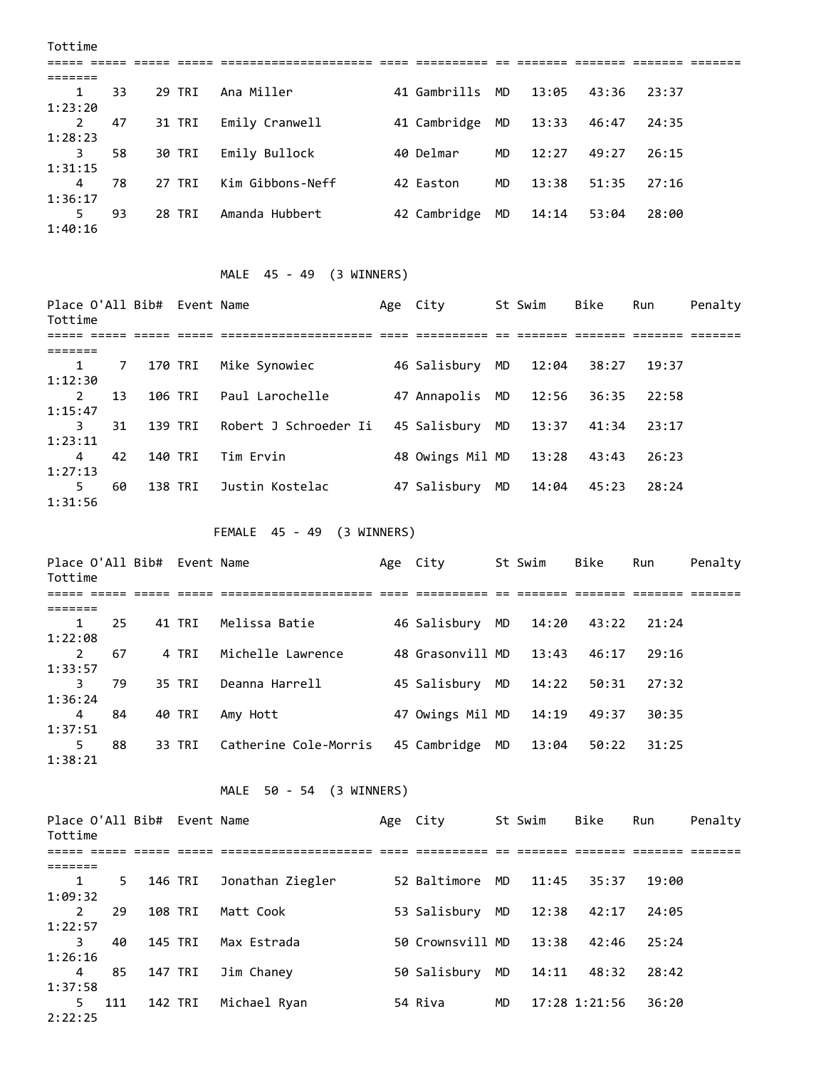| Place | O'All | Bib# | Event | Name | Age | City | St | Swim | Bike | Run | Penalty | Tottime |
|---|---|---|---|---|---|---|---|---|---|---|---|---|
| 1 | 33 | 29 | TRI | Ana Miller | 41 | Gambrills | MD | 13:05 | 43:36 | 23:37 | | 1:23:20 |
| 2 | 47 | 31 | TRI | Emily Cranwell | 41 | Cambridge | MD | 13:33 | 46:47 | 24:35 | | 1:28:23 |
| 3 | 58 | 30 | TRI | Emily Bullock | 40 | Delmar | MD | 12:27 | 49:27 | 26:15 | | 1:31:15 |
| 4 | 78 | 27 | TRI | Kim Gibbons-Neff | 42 | Easton | MD | 13:38 | 51:35 | 27:16 | | 1:36:17 |
| 5 | 93 | 28 | TRI | Amanda Hubbert | 42 | Cambridge | MD | 14:14 | 53:04 | 28:00 | | 1:40:16 |

## MALE 45 - 49 (3 WINNERS)

| Place | O'All | Bib# | Event | Name | Age | City | St | Swim | Bike | Run | Penalty | Tottime |
|---|---|---|---|---|---|---|---|---|---|---|---|---|
| 1 | 7 | 170 | TRI | Mike Synowiec | 46 | Salisbury | MD | 12:04 | 38:27 | 19:37 | | 1:12:30 |
| 2 | 13 | 106 | TRI | Paul Larochelle | 47 | Annapolis | MD | 12:56 | 36:35 | 22:58 | | 1:15:47 |
| 3 | 31 | 139 | TRI | Robert J Schroeder Ii | 45 | Salisbury | MD | 13:37 | 41:34 | 23:17 | | 1:23:11 |
| 4 | 42 | 140 | TRI | Tim Ervin | 48 | Owings Mil | MD | 13:28 | 43:43 | 26:23 | | 1:27:13 |
| 5 | 60 | 138 | TRI | Justin Kostelac | 47 | Salisbury | MD | 14:04 | 45:23 | 28:24 | | 1:31:56 |

## FEMALE 45 - 49 (3 WINNERS)

| Place | O'All | Bib# | Event | Name | Age | City | St | Swim | Bike | Run | Penalty | Tottime |
|---|---|---|---|---|---|---|---|---|---|---|---|---|
| 1 | 25 | 41 | TRI | Melissa Batie | 46 | Salisbury | MD | 14:20 | 43:22 | 21:24 | | 1:22:08 |
| 2 | 67 | 4 | TRI | Michelle Lawrence | 48 | Grasonvill | MD | 13:43 | 46:17 | 29:16 | | 1:33:57 |
| 3 | 79 | 35 | TRI | Deanna Harrell | 45 | Salisbury | MD | 14:22 | 50:31 | 27:32 | | 1:36:24 |
| 4 | 84 | 40 | TRI | Amy Hott | 47 | Owings Mil | MD | 14:19 | 49:37 | 30:35 | | 1:37:51 |
| 5 | 88 | 33 | TRI | Catherine Cole-Morris | 45 | Cambridge | MD | 13:04 | 50:22 | 31:25 | | 1:38:21 |

## MALE 50 - 54 (3 WINNERS)

| Place | O'All | Bib# | Event | Name | Age | City | St | Swim | Bike | Run | Penalty | Tottime |
|---|---|---|---|---|---|---|---|---|---|---|---|---|
| 1 | 5 | 146 | TRI | Jonathan Ziegler | 52 | Baltimore | MD | 11:45 | 35:37 | 19:00 | | 1:09:32 |
| 2 | 29 | 108 | TRI | Matt Cook | 53 | Salisbury | MD | 12:38 | 42:17 | 24:05 | | 1:22:57 |
| 3 | 40 | 145 | TRI | Max Estrada | 50 | Crownsvill | MD | 13:38 | 42:46 | 25:24 | | 1:26:16 |
| 4 | 85 | 147 | TRI | Jim Chaney | 50 | Salisbury | MD | 14:11 | 48:32 | 28:42 | | 1:37:58 |
| 5 | 111 | 142 | TRI | Michael Ryan | 54 | Riva | MD | 17:28 | 1:21:56 | 36:20 | | 2:22:25 |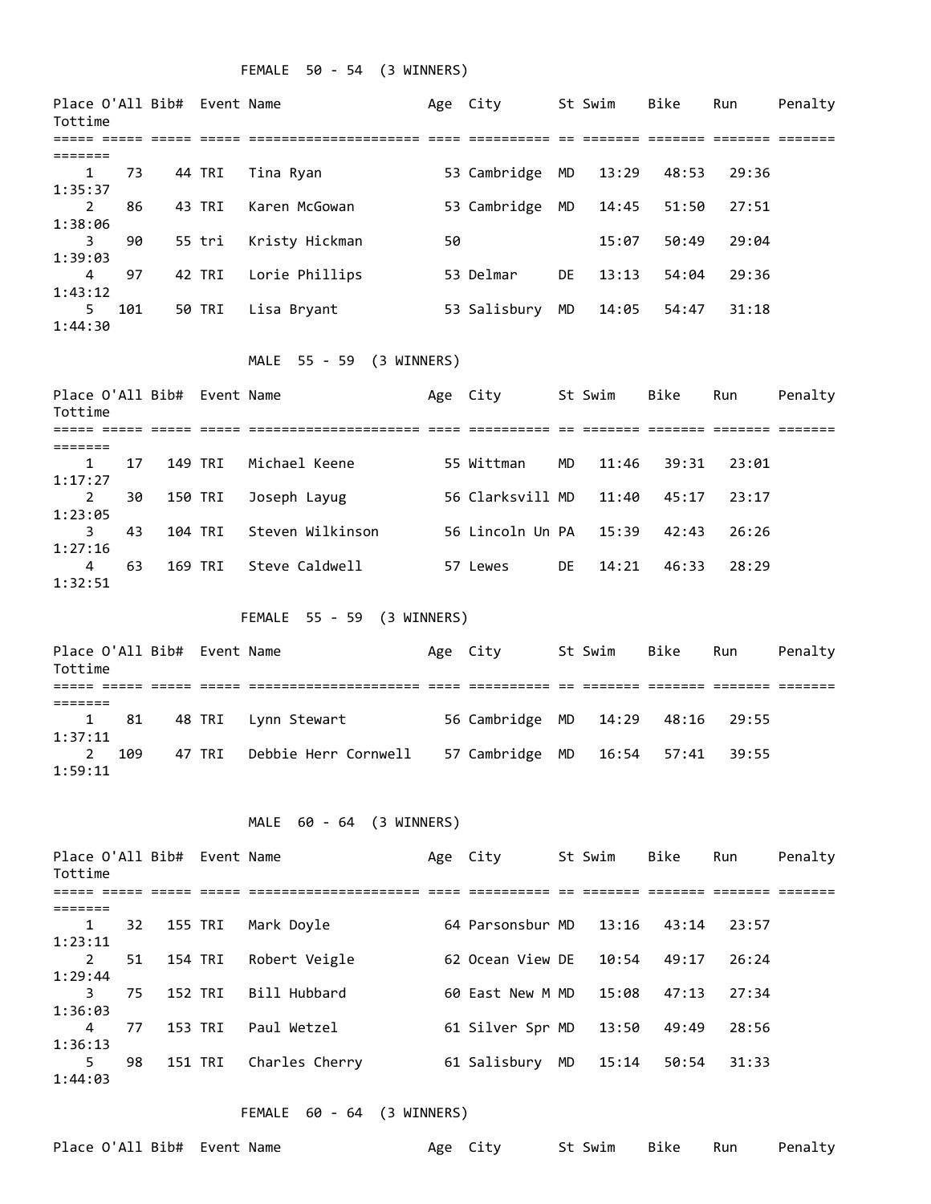### FEMALE 50 - 54 (3 WINNERS)

| Place | O'All | Bib# | Event | Name | Age | City | St | Swim | Bike | Run | Penalty | Tottime |
|---|---|---|---|---|---|---|---|---|---|---|---|---|
| 1 | 73 | 44 | TRI | Tina Ryan | 53 | Cambridge | MD | 13:29 | 48:53 | 29:36 | | 1:35:37 |
| 2 | 86 | 43 | TRI | Karen McGowan | 53 | Cambridge | MD | 14:45 | 51:50 | 27:51 | | 1:38:06 |
| 3 | 90 | 55 | tri | Kristy Hickman | 50 | | | 15:07 | 50:49 | 29:04 | | 1:39:03 |
| 4 | 97 | 42 | TRI | Lorie Phillips | 53 | Delmar | DE | 13:13 | 54:04 | 29:36 | | 1:43:12 |
| 5 | 101 | 50 | TRI | Lisa Bryant | 53 | Salisbury | MD | 14:05 | 54:47 | 31:18 | | 1:44:30 |

### MALE 55 - 59 (3 WINNERS)

| Place | O'All | Bib# | Event | Name | Age | City | St | Swim | Bike | Run | Penalty | Tottime |
|---|---|---|---|---|---|---|---|---|---|---|---|---|
| 1 | 17 | 149 | TRI | Michael Keene | 55 | Wittman | MD | 11:46 | 39:31 | 23:01 | | 1:17:27 |
| 2 | 30 | 150 | TRI | Joseph Layug | 56 | Clarksvill | MD | 11:40 | 45:17 | 23:17 | | 1:23:05 |
| 3 | 43 | 104 | TRI | Steven Wilkinson | 56 | Lincoln Un | PA | 15:39 | 42:43 | 26:26 | | 1:27:16 |
| 4 | 63 | 169 | TRI | Steve Caldwell | 57 | Lewes | DE | 14:21 | 46:33 | 28:29 | | 1:32:51 |

### FEMALE 55 - 59 (3 WINNERS)

| Place | O'All | Bib# | Event | Name | Age | City | St | Swim | Bike | Run | Penalty | Tottime |
|---|---|---|---|---|---|---|---|---|---|---|---|---|
| 1 | 81 | 48 | TRI | Lynn Stewart | 56 | Cambridge | MD | 14:29 | 48:16 | 29:55 | | 1:37:11 |
| 2 | 109 | 47 | TRI | Debbie Herr Cornwell | 57 | Cambridge | MD | 16:54 | 57:41 | 39:55 | | 1:59:11 |

### MALE 60 - 64 (3 WINNERS)

| Place | O'All | Bib# | Event | Name | Age | City | St | Swim | Bike | Run | Penalty | Tottime |
|---|---|---|---|---|---|---|---|---|---|---|---|---|
| 1 | 32 | 155 | TRI | Mark Doyle | 64 | Parsonsbur | MD | 13:16 | 43:14 | 23:57 | | 1:23:11 |
| 2 | 51 | 154 | TRI | Robert Veigle | 62 | Ocean View | DE | 10:54 | 49:17 | 26:24 | | 1:29:44 |
| 3 | 75 | 152 | TRI | Bill Hubbard | 60 | East New M | MD | 15:08 | 47:13 | 27:34 | | 1:36:03 |
| 4 | 77 | 153 | TRI | Paul Wetzel | 61 | Silver Spr | MD | 13:50 | 49:49 | 28:56 | | 1:36:13 |
| 5 | 98 | 151 | TRI | Charles Cherry | 61 | Salisbury | MD | 15:14 | 50:54 | 31:33 | | 1:44:03 |

### FEMALE 60 - 64 (3 WINNERS)

| Place | O'All | Bib# | Event | Name | Age | City | St | Swim | Bike | Run | Penalty |
|---|---|---|---|---|---|---|---|---|---|---|---|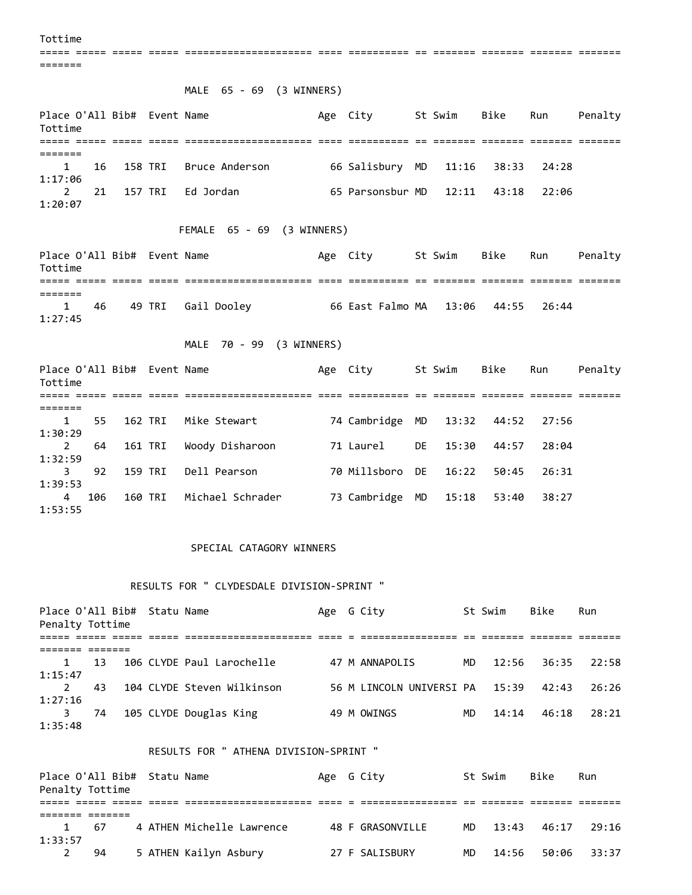Tottime

MALE 65 - 69 (3 WINNERS)

| Place | O'All | Bib# | Event | Name | Age | City | St | Swim | Bike | Run | Penalty | Tottime |
|---|---|---|---|---|---|---|---|---|---|---|---|---|
| 1 | 16 | 158 | TRI | Bruce Anderson | 66 | Salisbury | MD | 11:16 | 38:33 | 24:28 | | 1:17:06 |
| 2 | 21 | 157 | TRI | Ed Jordan | 65 | Parsonsbur | MD | 12:11 | 43:18 | 22:06 | | 1:20:07 |

FEMALE 65 - 69 (3 WINNERS)

| Place | O'All | Bib# | Event | Name | Age | City | St | Swim | Bike | Run | Penalty | Tottime |
|---|---|---|---|---|---|---|---|---|---|---|---|---|
| 1 | 46 | 49 | TRI | Gail Dooley | 66 | East Falmo | MA | 13:06 | 44:55 | 26:44 | | 1:27:45 |

MALE 70 - 99 (3 WINNERS)

| Place | O'All | Bib# | Event | Name | Age | City | St | Swim | Bike | Run | Penalty | Tottime |
|---|---|---|---|---|---|---|---|---|---|---|---|---|
| 1 | 55 | 162 | TRI | Mike Stewart | 74 | Cambridge | MD | 13:32 | 44:52 | 27:56 | | 1:30:29 |
| 2 | 64 | 161 | TRI | Woody Disharoon | 71 | Laurel | DE | 15:30 | 44:57 | 28:04 | | 1:32:59 |
| 3 | 92 | 159 | TRI | Dell Pearson | 70 | Millsboro | DE | 16:22 | 50:45 | 26:31 | | 1:39:53 |
| 4 | 106 | 160 | TRI | Michael Schrader | 73 | Cambridge | MD | 15:18 | 53:40 | 38:27 | | 1:53:55 |

SPECIAL CATAGORY WINNERS

RESULTS FOR " CLYDESDALE DIVISION-SPRINT "

| Place | O'All | Bib# | Statu | Name | Age | G | City | St | Swim | Bike | Run | Penalty | Tottime |
|---|---|---|---|---|---|---|---|---|---|---|---|---|---|
| 1 | 13 | 106 | CLYDE | Paul Larochelle | 47 | M | ANNAPOLIS | MD | 12:56 | 36:35 | 22:58 | | 1:15:47 |
| 2 | 43 | 104 | CLYDE | Steven Wilkinson | 56 | M | LINCOLN UNIVERSI | PA | 15:39 | 42:43 | 26:26 | | 1:27:16 |
| 3 | 74 | 105 | CLYDE | Douglas King | 49 | M | OWINGS | MD | 14:14 | 46:18 | 28:21 | | 1:35:48 |

RESULTS FOR " ATHENA DIVISION-SPRINT "

| Place | O'All | Bib# | Statu | Name | Age | G | City | St | Swim | Bike | Run | Penalty | Tottime |
|---|---|---|---|---|---|---|---|---|---|---|---|---|---|
| 1 | 67 | 4 | ATHEN | Michelle Lawrence | 48 | F | GRASONVILLE | MD | 13:43 | 46:17 | 29:16 | | 1:33:57 |
| 2 | 94 | 5 | ATHEN | Kailyn Asbury | 27 | F | SALISBURY | MD | 14:56 | 50:06 | 33:37 | | |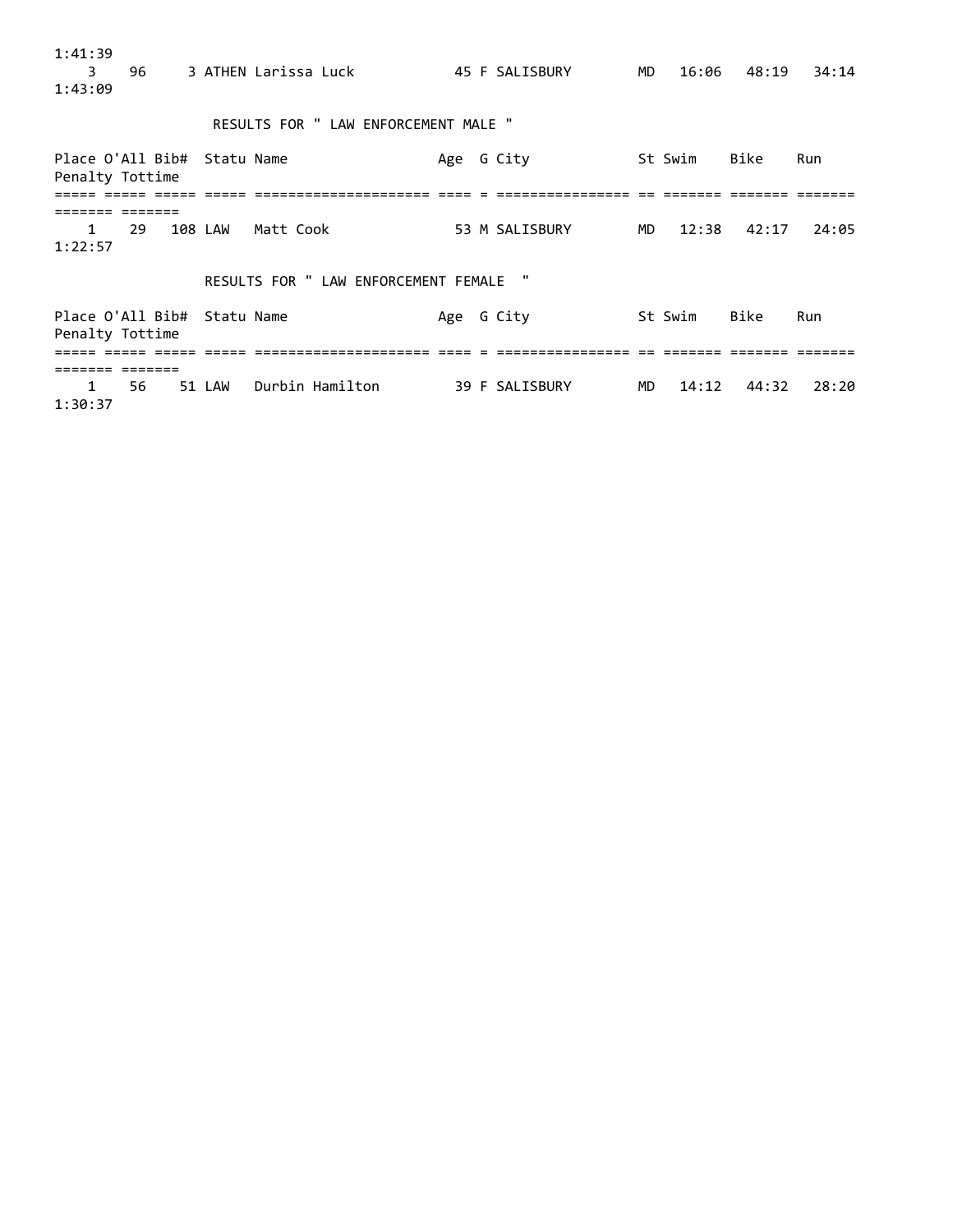1:41:39

| Place | O'All | Bib# | Statu | Name | Age | G | City | St | Swim | Bike | Run | Penalty | Tottime |
|---|---|---|---|---|---|---|---|---|---|---|---|---|---|
| 3 | 96 | 3 | ATHEN | Larissa Luck | 45 | F | SALISBURY | MD | 16:06 | 48:19 | 34:14 | | 1:43:09 |

## RESULTS FOR " LAW ENFORCEMENT MALE "

| Place | O'All | Bib# | Statu | Name | Age | G | City | St | Swim | Bike | Run | Penalty | Tottime |
|---|---|---|---|---|---|---|---|---|---|---|---|---|---|
| 1 | 29 | 108 | LAW | Matt Cook | 53 | M | SALISBURY | MD | 12:38 | 42:17 | 24:05 | | 1:22:57 |

## RESULTS FOR " LAW ENFORCEMENT FEMALE "

| Place | O'All | Bib# | Statu | Name | Age | G | City | St | Swim | Bike | Run | Penalty | Tottime |
|---|---|---|---|---|---|---|---|---|---|---|---|---|---|
| 1 | 56 | 51 | LAW | Durbin Hamilton | 39 | F | SALISBURY | MD | 14:12 | 44:32 | 28:20 | | 1:30:37 |